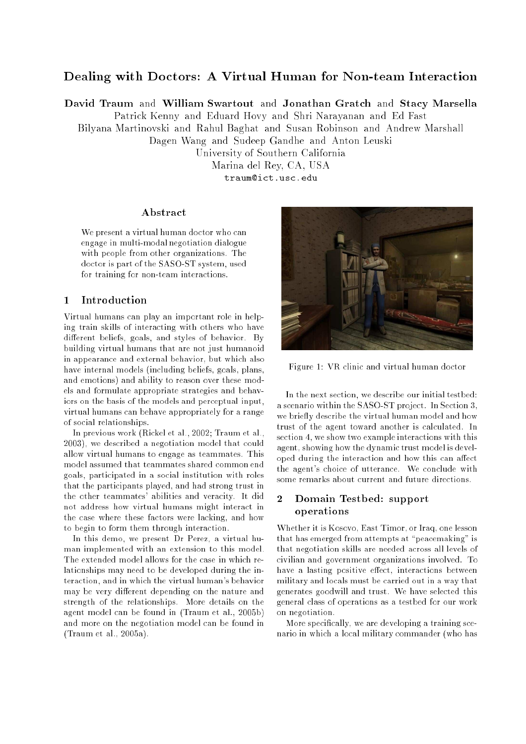# Dealing with Doctors: A Virtual Human for Non-team Interaction

**David Traum** and **William Swartout** and **Jonathan Gratch** and **Stacy Marsella**
Patrick Kenny and Eduard Hovy and Shri Narayanan and Ed Fast
Bilyana Martinovski and Rahul Baghat and Susan Robinson and Andrew Marshall
Dagen Wang and Sudeep Gandhe and Anton Leuski
University of Southern California
Marina del Rey, CA, USA
traum@ict.usc.edu

## Abstract

We present a virtual human doctor who can engage in multi-modal negotiation dialogue with people from other organizations. The doctor is part of the SASO-ST system, used for training for non-team interactions.

## 1 Introduction

Virtual humans can play an important role in helping train skills of interacting with others who have different beliefs, goals, and styles of behavior. By building virtual humans that are not just humanoid in appearance and external behavior, but which also have internal models (including beliefs, goals, plans, and emotions) and ability to reason over these models and formulate appropriate strategies and behaviors on the basis of the models and perceptual input, virtual humans can behave appropriately for a range of social relationships.

In previous work (Rickel et al., 2002; Traum et al., 2003), we described a negotiation model that could allow virtual humans to engage as teammates. This model assumed that teammates shared common end goals, participated in a social institution with roles that the participants played, and had strong trust in the other teammates' abilities and veracity. It did not address how virtual humans might interact in the case where these factors were lacking, and how to begin to form them through interaction.

In this demo, we present Dr Perez, a virtual human implemented with an extension to this model. The extended model allows for the case in which relationships may need to be developed during the interaction, and in which the virtual human's behavior may be very different depending on the nature and strength of the relationships. More details on the agent model can be found in (Traum et al., 2005b) and more on the negotiation model can be found in (Traum et al., 2005a).

Figure 1: VR clinic and virtual human doctor

In the next section, we describe our initial testbed: a scenario within the SASO-ST project. In Section 3, we briefly describe the virtual human model and how trust of the agent toward another is calculated. In section 4, we show two example interactions with this agent, showing how the dynamic trust model is developed during the interaction and how this can affect the agent's choice of utterance. We conclude with some remarks about current and future directions.

## 2 Domain Testbed: support operations

Whether it is Kosovo, East Timor, or Iraq, one lesson that has emerged from attempts at "peacemaking" is that negotiation skills are needed across all levels of civilian and government organizations involved. To have a lasting positive effect, interactions between military and locals must be carried out in a way that generates goodwill and trust. We have selected this general class of operations as a testbed for our work on negotiation.

More specifically, we are developing a training scenario in which a local military commander (who has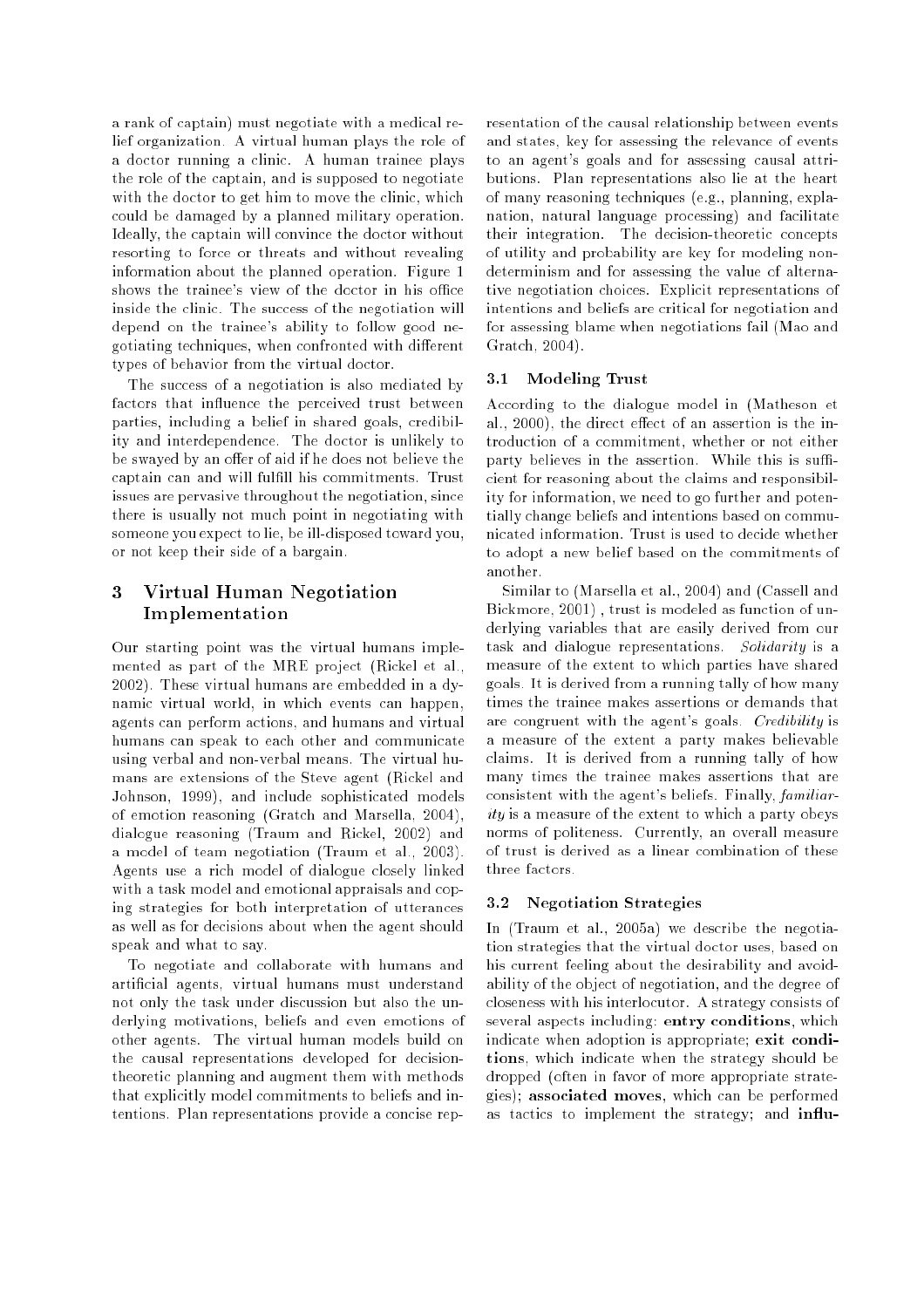a rank of captain) must negotiate with a medical relief organization. A virtual human plays the role of a doctor running a clinic. A human trainee plays the role of the captain, and is supposed to negotiate with the doctor to get him to move the clinic, which could be damaged by a planned military operation. Ideally, the captain will convince the doctor without resorting to force or threats and without revealing information about the planned operation. Figure 1 shows the trainee's view of the doctor in his office inside the clinic. The success of the negotiation will depend on the trainee's ability to follow good negotiating techniques, when confronted with different types of behavior from the virtual doctor.

The success of a negotiation is also mediated by factors that influence the perceived trust between parties, including a belief in shared goals, credibility and interdependence. The doctor is unlikely to be swayed by an offer of aid if he does not believe the captain can and will fulfill his commitments. Trust issues are pervasive throughout the negotiation, since there is usually not much point in negotiating with someone you expect to lie, be ill-disposed toward you, or not keep their side of a bargain.

## 3 Virtual Human Negotiation Implementation

Our starting point was the virtual humans implemented as part of the MRE project (Rickel et al., 2002). These virtual humans are embedded in a dynamic virtual world, in which events can happen, agents can perform actions, and humans and virtual humans can speak to each other and communicate using verbal and non-verbal means. The virtual humans are extensions of the Steve agent (Rickel and Johnson, 1999), and include sophisticated models of emotion reasoning (Gratch and Marsella, 2004), dialogue reasoning (Traum and Rickel, 2002) and a model of team negotiation (Traum et al., 2003). Agents use a rich model of dialogue closely linked with a task model and emotional appraisals and coping strategies for both interpretation of utterances as well as for decisions about when the agent should speak and what to say.

To negotiate and collaborate with humans and artificial agents, virtual humans must understand not only the task under discussion but also the underlying motivations, beliefs and even emotions of other agents. The virtual human models build on the causal representations developed for decision-theoretic planning and augment them with methods that explicitly model commitments to beliefs and intentions. Plan representations provide a concise representation of the causal relationship between events and states, key for assessing the relevance of events to an agent's goals and for assessing causal attributions. Plan representations also lie at the heart of many reasoning techniques (e.g., planning, explanation, natural language processing) and facilitate their integration. The decision-theoretic concepts of utility and probability are key for modeling non-determinism and for assessing the value of alternative negotiation choices. Explicit representations of intentions and beliefs are critical for negotiation and for assessing blame when negotiations fail (Mao and Gratch, 2004).

### 3.1 Modeling Trust

According to the dialogue model in (Matheson et al., 2000), the direct effect of an assertion is the introduction of a commitment, whether or not either party believes in the assertion. While this is sufficient for reasoning about the claims and responsibility for information, we need to go further and potentially change beliefs and intentions based on communicated information. Trust is used to decide whether to adopt a new belief based on the commitments of another.

Similar to (Marsella et al., 2004) and (Cassell and Bickmore, 2001) , trust is modeled as function of underlying variables that are easily derived from our task and dialogue representations. *Solidarity* is a measure of the extent to which parties have shared goals. It is derived from a running tally of how many times the trainee makes assertions or demands that are congruent with the agent's goals. *Credibility* is a measure of the extent a party makes believable claims. It is derived from a running tally of how many times the trainee makes assertions that are consistent with the agent's beliefs. Finally, *familiarity* is a measure of the extent to which a party obeys norms of politeness. Currently, an overall measure of trust is derived as a linear combination of these three factors.

### 3.2 Negotiation Strategies

In (Traum et al., 2005a) we describe the negotiation strategies that the virtual doctor uses, based on his current feeling about the desirability and avoidability of the object of negotiation, and the degree of closeness with his interlocutor. A strategy consists of several aspects including: **entry conditions**, which indicate when adoption is appropriate; **exit conditions**, which indicate when the strategy should be dropped (often in favor of more appropriate strategies); **associated moves**, which can be performed as tactics to implement the strategy; and **influ-**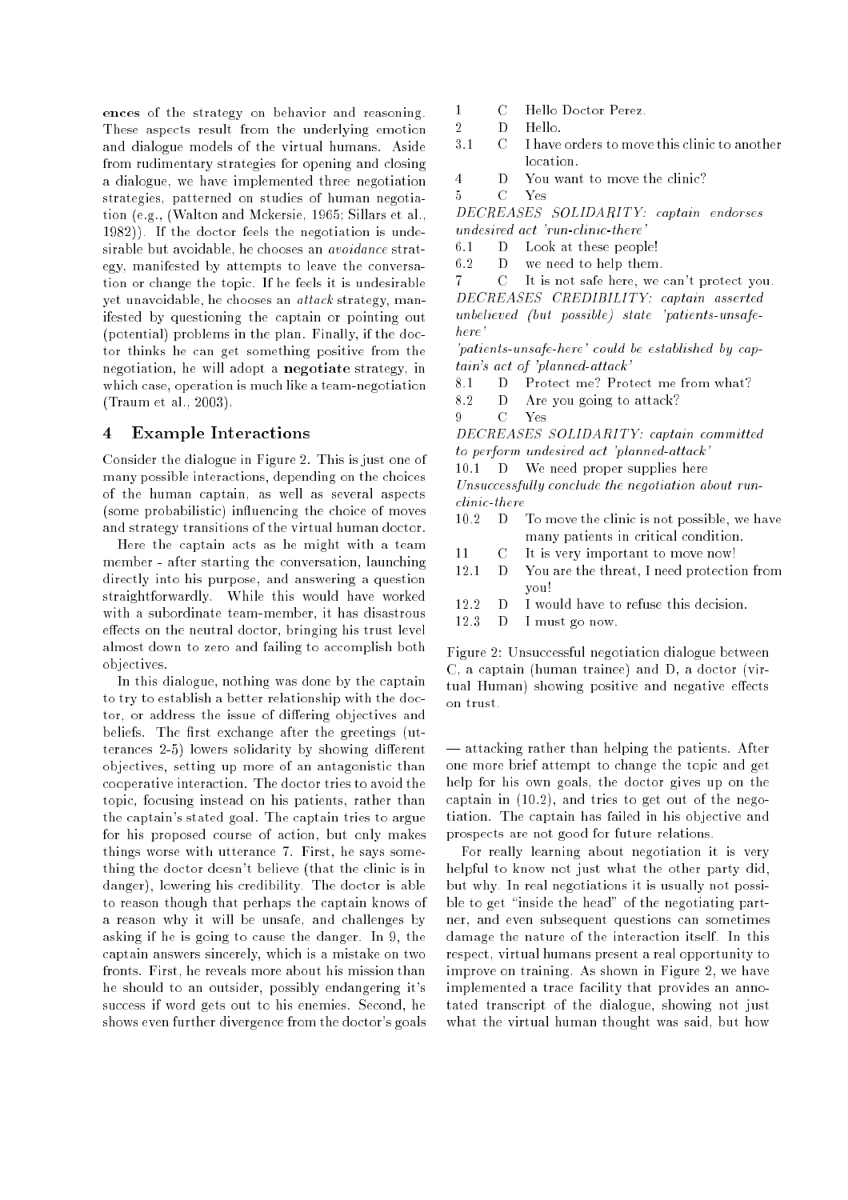ences of the strategy on behavior and reasoning. These aspects result from the underlying emotion and dialogue models of the virtual humans. Aside from rudimentary strategies for opening and closing a dialogue, we have implemented three negotiation strategies, patterned on studies of human negotiation (e.g., (Walton and Mckersie, 1965; Sillars et al., 1982)). If the doctor feels the negotiation is undesirable but avoidable, he chooses an *avoidance* strategy, manifested by attempts to leave the conversation or change the topic. If he feels it is undesirable yet unavoidable, he chooses an *attack* strategy, manifested by questioning the captain or pointing out (potential) problems in the plan. Finally, if the doctor thinks he can get something positive from the negotiation, he will adopt a **negotiate** strategy, in which case, operation is much like a team-negotiation (Traum et al., 2003).

## 4 Example Interactions

Consider the dialogue in Figure 2. This is just one of many possible interactions, depending on the choices of the human captain, as well as several aspects (some probabilistic) influencing the choice of moves and strategy transitions of the virtual human doctor.

Here the captain acts as he might with a team member - after starting the conversation, launching directly into his purpose, and answering a question straightforwardly. While this would have worked with a subordinate team-member, it has disastrous effects on the neutral doctor, bringing his trust level almost down to zero and failing to accomplish both objectives.

In this dialogue, nothing was done by the captain to try to establish a better relationship with the doctor, or address the issue of differing objectives and beliefs. The first exchange after the greetings (utterances 2-5) lowers solidarity by showing different objectives, setting up more of an antagonistic than cooperative interaction. The doctor tries to avoid the topic, focusing instead on his patients, rather than the captain's stated goal. The captain tries to argue for his proposed course of action, but only makes things worse with utterance 7. First, he says something the doctor doesn't believe (that the clinic is in danger), lowering his credibility. The doctor is able to reason though that perhaps the captain knows of a reason why it will be unsafe, and challenges by asking if he is going to cause the danger. In 9, the captain answers sincerely, which is a mistake on two fronts. First, he reveals more about his mission than he should to an outsider, possibly endangering it's success if word gets out to his enemies. Second, he shows even further divergence from the doctor's goals — attacking rather than helping the patients. After one more brief attempt to change the topic and get help for his own goals, the doctor gives up on the captain in (10.2), and tries to get out of the negotiation. The captain has failed in his objective and prospects are not good for future relations.

For really learning about negotiation it is very helpful to know not just what the other party did, but why. In real negotiations it is usually not possible to get "inside the head" of the negotiating partner, and even subsequent questions can sometimes damage the nature of the interaction itself. In this respect, virtual humans present a real opportunity to improve on training. As shown in Figure 2, we have implemented a trace facility that provides an annotated transcript of the dialogue, showing not just what the virtual human thought was said, but how

| | | |
|---|---|---|
| 1 | C | Hello Doctor Perez. |
| 2 | D | Hello. |
| 3.1 | C | I have orders to move this clinic to another location. |
| 4 | D | You want to move the clinic? |
| 5 | C | Yes |

*DECREASES SOLIDARITY: captain endorses undesired act 'run-clinic-there'*

| | | |
|---|---|---|
| 6.1 | D | Look at these people! |
| 6.2 | D | we need to help them. |
| 7 | C | It is not safe here, we can't protect you. |

*DECREASES CREDIBILITY: captain asserted unbelieved (but possible) state 'patients-unsafe-here'*

*'patients-unsafe-here' could be established by captain's act of 'planned-attack'*

| | | |
|---|---|---|
| 8.1 | D | Protect me? Protect me from what? |
| 8.2 | D | Are you going to attack? |
| 9 | C | Yes |

*DECREASES SOLIDARITY: captain committed to perform undesired act 'planned-attack'*

| | | |
|---|---|---|
| 10.1 | D | We need proper supplies here |

*Unsuccessfully conclude the negotiation about run-clinic-there*

| | | |
|---|---|---|
| 10.2 | D | To move the clinic is not possible, we have many patients in critical condition. |
| 11 | C | It is very important to move now! |
| 12.1 | D | You are the threat, I need protection from you! |
| 12.2 | D | I would have to refuse this decision. |
| 12.3 | D | I must go now. |

Figure 2: Unsuccessful negotiation dialogue between C, a captain (human trainee) and D, a doctor (virtual Human) showing positive and negative effects on trust.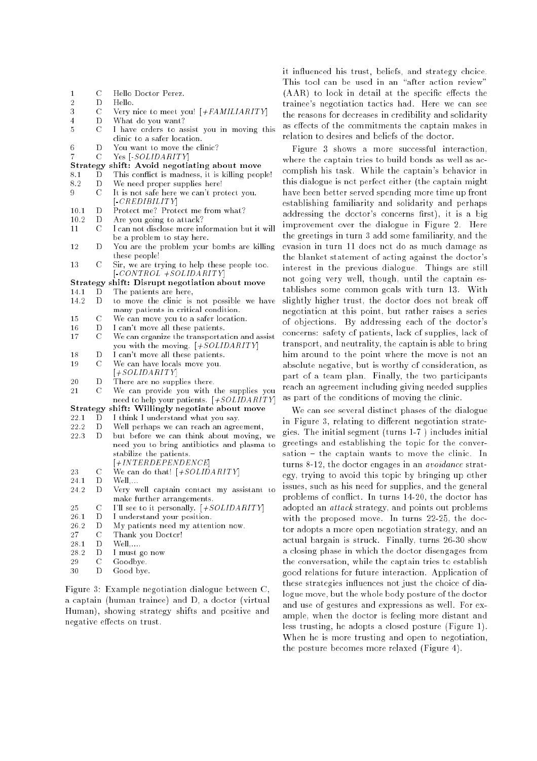| | | |
|---|---|---|
| 1 | C | Hello Doctor Perez. |
| 2 | D | Hello. |
| 3 | C | Very nice to meet you! [*+FAMILIARITY*] |
| 4 | D | What do you want? |
| 5 | C | I have orders to assist you in moving this clinic to a safer location. |
| 6 | D | You want to move the clinic? |
| 7 | C | Yes [*-SOLIDARITY*] |
| **Strategy shift: Avoid negotiating about move** | | |
| 8.1 | D | This conflict is madness, it is killing people! |
| 8.2 | D | We need proper supplies here! |
| 9 | C | It is not safe here we can't protect you. [*-CREDIBILITY*] |
| 10.1 | D | Protect me? Protect me from what? |
| 10.2 | D | Are you going to attack? |
| 11 | C | I can not disclose more information but it will be a problem to stay here. |
| 12 | D | You are the problem your bombs are killing these people! |
| 13 | C | Sir, we are trying to help these people too. [*-CONTROL +SOLIDARITY*] |
| **Strategy shift: Disrupt negotiation about move** | | |
| 14.1 | D | The patients are here, |
| 14.2 | D | to move the clinic is not possible we have many patients in critical condition. |
| 15 | C | We can move you to a safer location. |
| 16 | D | I can't move all these patients. |
| 17 | C | We can organize the transportation and assist you with the moving. [*+SOLIDARITY*] |
| 18 | D | I can't move all these patients. |
| 19 | C | We can have locals move you. [*+SOLIDARITY*] |
| 20 | D | There are no supplies there. |
| 21 | C | We can provide you with the supplies you need to help your patients. [*+SOLIDARITY*] |
| **Strategy shift: Willingly negotiate about move** | | |
| 22.1 | D | I think I understand what you say. |
| 22.2 | D | Well perhaps we can reach an agreement, |
| 22.3 | D | but before we can think about moving, we need you to bring antibiotics and plasma to stabilize the patients. [*+INTERDEPENDENCE*] |
| 23 | C | We can do that! [*+SOLIDARITY*] |
| 24.1 | D | Well,... |
| 24.2 | D | Very well captain contact my assistant to make further arrangements. |
| 25 | C | I'll see to it personally. [*+SOLIDARITY*] |
| 26.1 | D | I understand your position. |
| 26.2 | D | My patients need my attention now. |
| 27 | C | Thank you Doctor! |
| 28.1 | D | Well,.... |
| 28.2 | D | I must go now |
| 29 | C | Goodbye. |
| 30 | D | Good bye. |

Figure 3: Example negotiation dialogue between C, a captain (human trainee) and D, a doctor (virtual Human), showing strategy shifts and positive and negative effects on trust.

it influenced his trust, beliefs, and strategy choice. This tool can be used in an "after action review" (AAR) to look in detail at the specific effects the trainee's negotiation tactics had. Here we can see the reasons for decreases in credibility and solidarity as effects of the commitments the captain makes in relation to desires and beliefs of the doctor.

Figure 3 shows a more successful interaction, where the captain tries to build bonds as well as accomplish his task. While the captain's behavior in this dialogue is not perfect either (the captain might have been better served spending more time up front establishing familiarity and solidarity and perhaps addressing the doctor's concerns first), it is a big improvement over the dialogue in Figure 2. Here the greetings in turn 3 add some familiarity, and the evasion in turn 11 does not do as much damage as the blanket statement of acting against the doctor's interest in the previous dialogue. Things are still not going very well, though, until the captain establishes some common goals with turn 13. With slightly higher trust, the doctor does not break off negotiation at this point, but rather raises a series of objections. By addressing each of the doctor's concerns: safety of patients, lack of supplies, lack of transport, and neutrality, the captain is able to bring him around to the point where the move is not an absolute negative, but is worthy of consideration, as part of a team plan. Finally, the two participants reach an agreement including giving needed supplies as part of the conditions of moving the clinic.

We can see several distinct phases of the dialogue in Figure 3, relating to different negotiation strategies. The initial segment (turns 1-7 ) includes initial greetings and establishing the topic for the conversation – the captain wants to move the clinic. In turns 8-12, the doctor engages in an *avoidance* strategy, trying to avoid this topic by bringing up other issues, such as his need for supplies, and the general problems of conflict. In turns 14-20, the doctor has adopted an *attack* strategy, and points out problems with the proposed move. In turns 22-25, the doctor adopts a more open negotiation strategy, and an actual bargain is struck. Finally, turns 26-30 show a closing phase in which the doctor disengages from the conversation, while the captain tries to establish good relations for future interaction. Application of these strategies influences not just the choice of dialogue move, but the whole body posture of the doctor and use of gestures and expressions as well. For example, when the doctor is feeling more distant and less trusting, he adopts a closed posture (Figure 1). When he is more trusting and open to negotiation, the posture becomes more relaxed (Figure 4).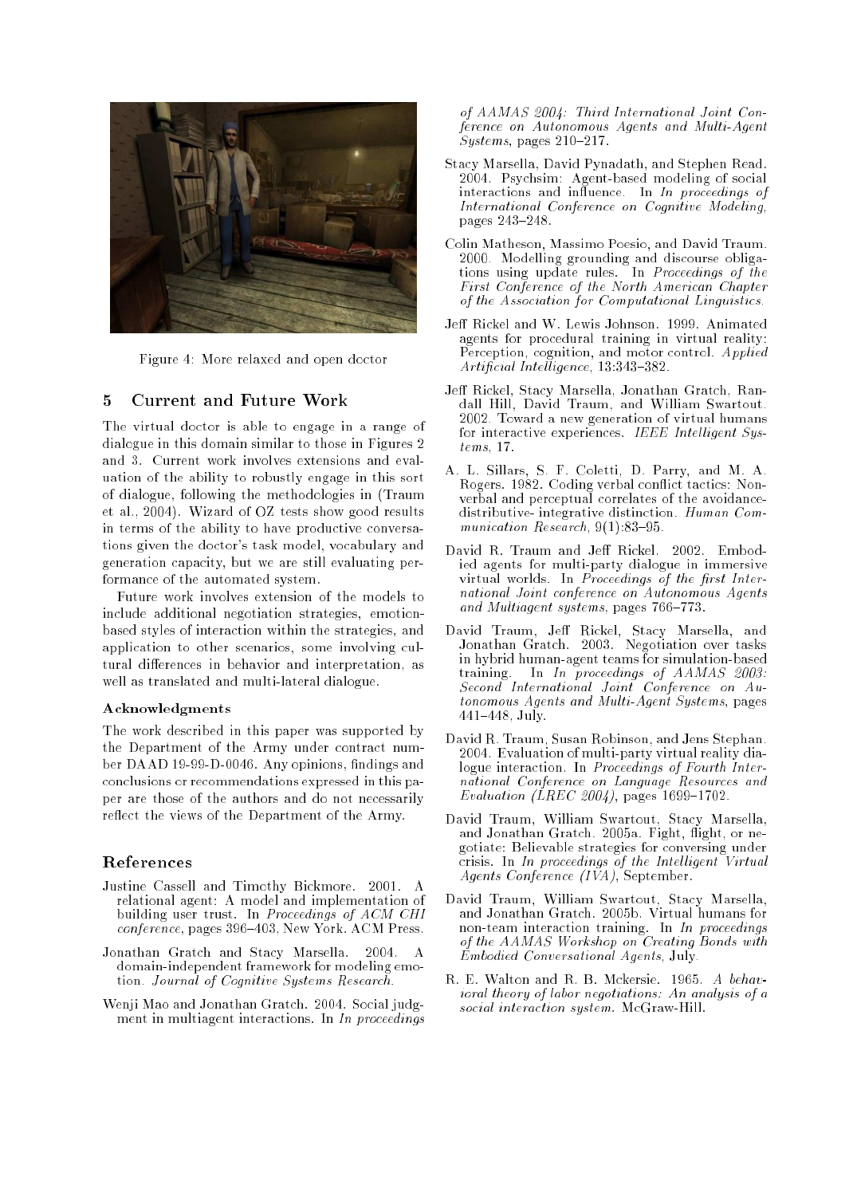Figure 4: More relaxed and open doctor

## 5 Current and Future Work

The virtual doctor is able to engage in a range of dialogue in this domain similar to those in Figures 2 and 3. Current work involves extensions and evaluation of the ability to robustly engage in this sort of dialogue, following the methodologies in (Traum et al., 2004). Wizard of OZ tests show good results in terms of the ability to have productive conversations given the doctor's task model, vocabulary and generation capacity, but we are still evaluating performance of the automated system.

Future work involves extension of the models to include additional negotiation strategies, emotion-based styles of interaction within the strategies, and application to other scenarios, some involving cultural differences in behavior and interpretation, as well as translated and multi-lateral dialogue.

### Acknowledgments

The work described in this paper was supported by the Department of the Army under contract number DAAD 19-99-D-0046. Any opinions, findings and conclusions or recommendations expressed in this paper are those of the authors and do not necessarily reflect the views of the Department of the Army.

## References

Justine Cassell and Timothy Bickmore. 2001. A relational agent: A model and implementation of building user trust. In *Proceedings of ACM CHI conference*, pages 396–403, New York. ACM Press.

Jonathan Gratch and Stacy Marsella. 2004. A domain-independent framework for modeling emotion. *Journal of Cognitive Systems Research.*

Wenji Mao and Jonathan Gratch. 2004. Social judgment in multiagent interactions. In *In proceedings of AAMAS 2004: Third International Joint Conference on Autonomous Agents and Multi-Agent Systems*, pages 210–217.

Stacy Marsella, David Pynadath, and Stephen Read. 2004. Psychsim: Agent-based modeling of social interactions and influence. In *In proceedings of International Conference on Cognitive Modeling*, pages 243–248.

Colin Matheson, Massimo Poesio, and David Traum. 2000. Modelling grounding and discourse obligations using update rules. In *Proceedings of the First Conference of the North American Chapter of the Association for Computational Linguistics.*

Jeff Rickel and W. Lewis Johnson. 1999. Animated agents for procedural training in virtual reality: Perception, cognition, and motor control. *Applied Artificial Intelligence*, 13:343–382.

Jeff Rickel, Stacy Marsella, Jonathan Gratch, Randall Hill, David Traum, and William Swartout. 2002. Toward a new generation of virtual humans for interactive experiences. *IEEE Intelligent Systems*, 17.

A. L. Sillars, S. F. Coletti, D. Parry, and M. A. Rogers. 1982. Coding verbal conflict tactics: Nonverbal and perceptual correlates of the avoidance-distributive- integrative distinction. *Human Communication Research*, 9(1):83–95.

David R. Traum and Jeff Rickel. 2002. Embodied agents for multi-party dialogue in immersive virtual worlds. In *Proceedings of the first International Joint conference on Autonomous Agents and Multiagent systems*, pages 766–773.

David Traum, Jeff Rickel, Stacy Marsella, and Jonathan Gratch. 2003. Negotiation over tasks in hybrid human-agent teams for simulation-based training. In *In proceedings of AAMAS 2003: Second International Joint Conference on Autonomous Agents and Multi-Agent Systems*, pages 441–448, July.

David R. Traum, Susan Robinson, and Jens Stephan. 2004. Evaluation of multi-party virtual reality dialogue interaction. In *Proceedings of Fourth International Conference on Language Resources and Evaluation (LREC 2004)*, pages 1699–1702.

David Traum, William Swartout, Stacy Marsella, and Jonathan Gratch. 2005a. Fight, flight, or negotiate: Believable strategies for conversing under crisis. In *In proceedings of the Intelligent Virtual Agents Conference (IVA)*, September.

David Traum, William Swartout, Stacy Marsella, and Jonathan Gratch. 2005b. Virtual humans for non-team interaction training. In *In proceedings of the AAMAS Workshop on Creating Bonds with Embodied Conversational Agents*, July.

R. E. Walton and R. B. Mckersie. 1965. *A behavioral theory of labor negotiations: An analysis of a social interaction system.* McGraw-Hill.